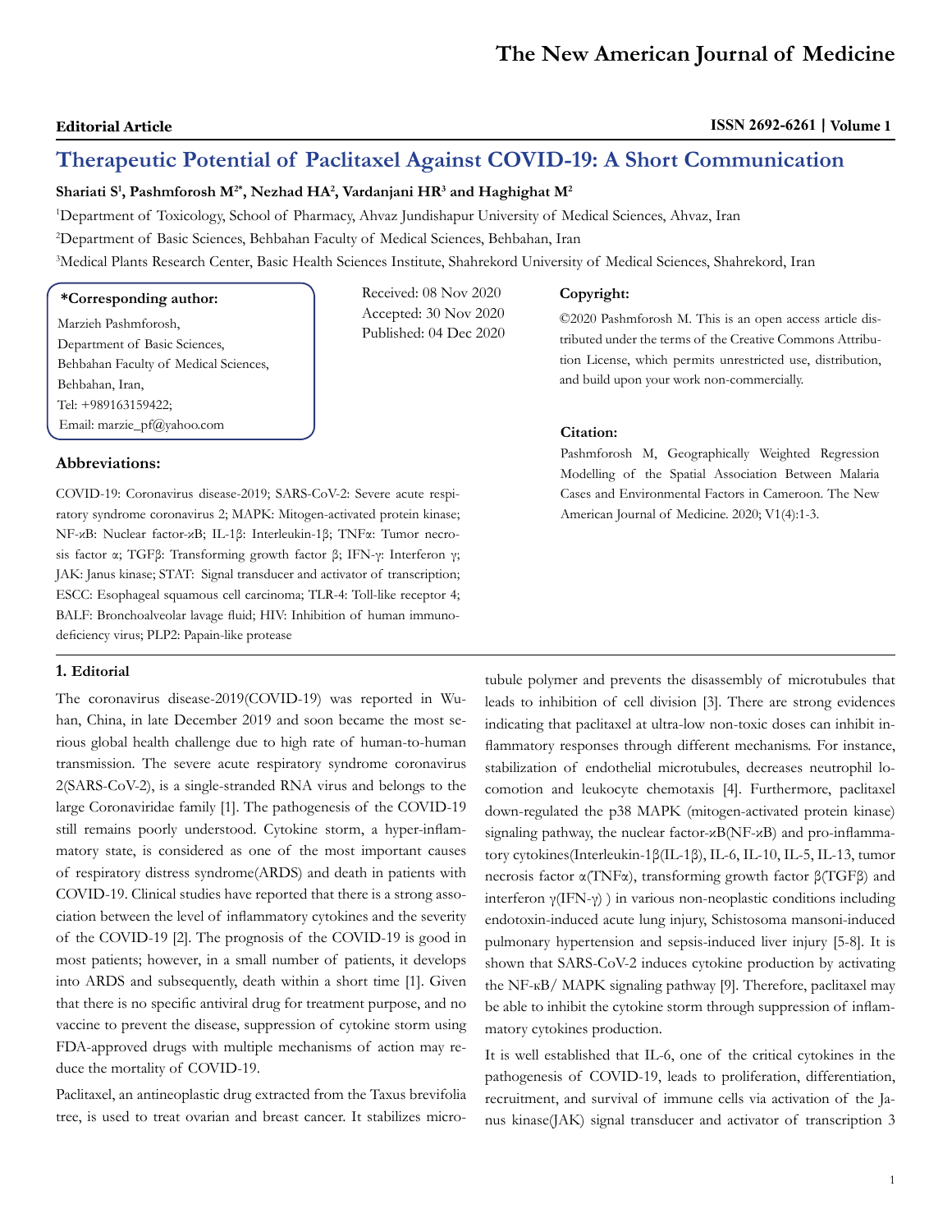**Editorial Article**

# Therapeutic Potential of Paclitaxel Against COVID-19: A Short Communication

**Shariati S[1], Pashmforosh M[2*], Nezhad HA[2], Vardanjani HR[3] and Haghighat M[2]**

[1]Department of Toxicology, School of Pharmacy, Ahvaz Jundishapur University of Medical Sciences, Ahvaz, Iran

[2]Department of Basic Sciences, Behbahan Faculty of Medical Sciences, Behbahan, Iran

[3]Medical Plants Research Center, Basic Health Sciences Institute, Shahrekord University of Medical Sciences, Shahrekord, Iran

**\*Corresponding author:**

Marzieh Pashmforosh,
Department of Basic Sciences,
Behbahan Faculty of Medical Sciences,
Behbahan, Iran,
Tel: +989163159422;
Email: marzie_pf@yahoo.com

Received: 08 Nov 2020
Accepted: 30 Nov 2020
Published: 04 Dec 2020

**Copyright:**

©2020 Pashmforosh M. This is an open access article distributed under the terms of the Creative Commons Attribution License, which permits unrestricted use, distribution, and build upon your work non-commercially.

**Citation:**

Pashmforosh M, Geographically Weighted Regression Modelling of the Spatial Association Between Malaria Cases and Environmental Factors in Cameroon. The New American Journal of Medicine. 2020; V1(4):1-3.

**Abbreviations:**

COVID-19: Coronavirus disease-2019; SARS-CoV-2: Severe acute respiratory syndrome coronavirus 2; MAPK: Mitogen-activated protein kinase; NF-ϰB: Nuclear factor-ϰB; IL-1β: Interleukin-1β; TNFα: Tumor necrosis factor α; TGFβ: Transforming growth factor β; IFN-γ: Interferon γ; JAK: Janus kinase; STAT: Signal transducer and activator of transcription; ESCC: Esophageal squamous cell carcinoma; TLR-4: Toll-like receptor 4; BALF: Bronchoalveolar lavage fluid; HIV: Inhibition of human immunodeficiency virus; PLP2: Papain-like protease

## 1. Editorial

The coronavirus disease-2019(COVID-19) was reported in Wuhan, China, in late December 2019 and soon became the most serious global health challenge due to high rate of human-to-human transmission. The severe acute respiratory syndrome coronavirus 2(SARS-CoV-2), is a single-stranded RNA virus and belongs to the large Coronaviridae family [1]. The pathogenesis of the COVID-19 still remains poorly understood. Cytokine storm, a hyper-inflammatory state, is considered as one of the most important causes of respiratory distress syndrome(ARDS) and death in patients with COVID-19. Clinical studies have reported that there is a strong association between the level of inflammatory cytokines and the severity of the COVID-19 [2]. The prognosis of the COVID-19 is good in most patients; however, in a small number of patients, it develops into ARDS and subsequently, death within a short time [1]. Given that there is no specific antiviral drug for treatment purpose, and no vaccine to prevent the disease, suppression of cytokine storm using FDA-approved drugs with multiple mechanisms of action may reduce the mortality of COVID-19.

Paclitaxel, an antineoplastic drug extracted from the Taxus brevifolia tree, is used to treat ovarian and breast cancer. It stabilizes microtubule polymer and prevents the disassembly of microtubules that leads to inhibition of cell division [3]. There are strong evidences indicating that paclitaxel at ultra-low non-toxic doses can inhibit inflammatory responses through different mechanisms. For instance, stabilization of endothelial microtubules, decreases neutrophil locomotion and leukocyte chemotaxis [4]. Furthermore, paclitaxel down-regulated the p38 MAPK (mitogen-activated protein kinase) signaling pathway, the nuclear factor-ϰB(NF-ϰB) and pro-inflammatory cytokines(Interleukin-1β(IL-1β), IL-6, IL-10, IL-5, IL-13, tumor necrosis factor α(TNFα), transforming growth factor β(TGFβ) and interferon γ(IFN-γ) ) in various non-neoplastic conditions including endotoxin-induced acute lung injury, Schistosoma mansoni-induced pulmonary hypertension and sepsis-induced liver injury [5-8]. It is shown that SARS-CoV-2 induces cytokine production by activating the NF-κB/ MAPK signaling pathway [9]. Therefore, paclitaxel may be able to inhibit the cytokine storm through suppression of inflammatory cytokines production.

It is well established that IL-6, one of the critical cytokines in the pathogenesis of COVID-19, leads to proliferation, differentiation, recruitment, and survival of immune cells via activation of the Janus kinase(JAK) signal transducer and activator of transcription 3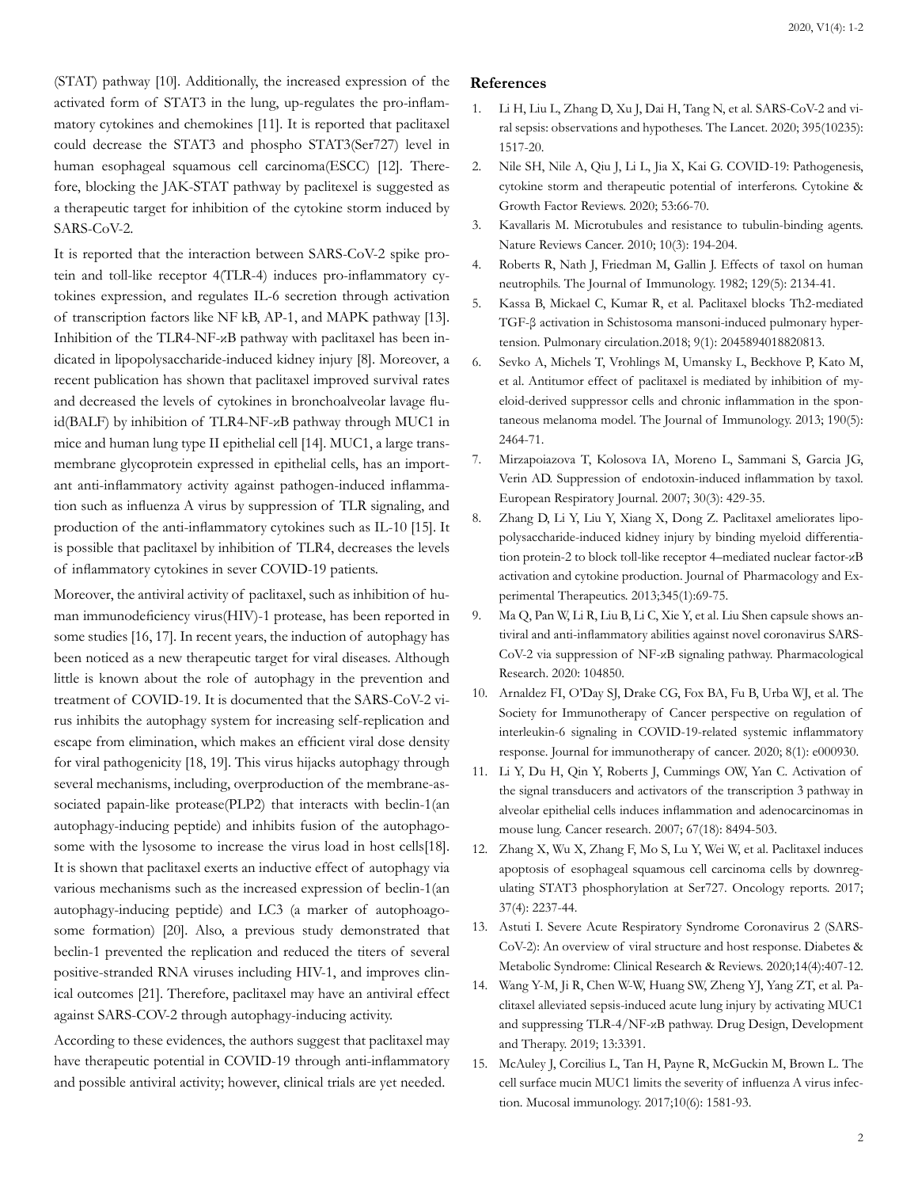(STAT) pathway [10]. Additionally, the increased expression of the activated form of STAT3 in the lung, up-regulates the pro-inflammatory cytokines and chemokines [11]. It is reported that paclitaxel could decrease the STAT3 and phospho STAT3(Ser727) level in human esophageal squamous cell carcinoma(ESCC) [12]. Therefore, blocking the JAK-STAT pathway by paclitexel is suggested as a therapeutic target for inhibition of the cytokine storm induced by SARS-CoV-2.

It is reported that the interaction between SARS-CoV-2 spike protein and toll-like receptor 4(TLR-4) induces pro-inflammatory cytokines expression, and regulates IL-6 secretion through activation of transcription factors like NF kB, AP-1, and MAPK pathway [13]. Inhibition of the TLR4-NF-ϰB pathway with paclitaxel has been indicated in lipopolysaccharide-induced kidney injury [8]. Moreover, a recent publication has shown that paclitaxel improved survival rates and decreased the levels of cytokines in bronchoalveolar lavage fluid(BALF) by inhibition of TLR4-NF-ϰB pathway through MUC1 in mice and human lung type II epithelial cell [14]. MUC1, a large transmembrane glycoprotein expressed in epithelial cells, has an important anti-inflammatory activity against pathogen-induced inflammation such as influenza A virus by suppression of TLR signaling, and production of the anti-inflammatory cytokines such as IL-10 [15]. It is possible that paclitaxel by inhibition of TLR4, decreases the levels of inflammatory cytokines in sever COVID-19 patients.

Moreover, the antiviral activity of paclitaxel, such as inhibition of human immunodeficiency virus(HIV)-1 protease, has been reported in some studies [16, 17]. In recent years, the induction of autophagy has been noticed as a new therapeutic target for viral diseases. Although little is known about the role of autophagy in the prevention and treatment of COVID-19. It is documented that the SARS-CoV-2 virus inhibits the autophagy system for increasing self-replication and escape from elimination, which makes an efficient viral dose density for viral pathogenicity [18, 19]. This virus hijacks autophagy through several mechanisms, including, overproduction of the membrane-associated papain-like protease(PLP2) that interacts with beclin-1(an autophagy-inducing peptide) and inhibits fusion of the autophagosome with the lysosome to increase the virus load in host cells[18]. It is shown that paclitaxel exerts an inductive effect of autophagy via various mechanisms such as the increased expression of beclin-1(an autophagy-inducing peptide) and LC3 (a marker of autophoagosome formation) [20]. Also, a previous study demonstrated that beclin-1 prevented the replication and reduced the titers of several positive-stranded RNA viruses including HIV-1, and improves clinical outcomes [21]. Therefore, paclitaxel may have an antiviral effect against SARS-COV-2 through autophagy-inducing activity.

According to these evidences, the authors suggest that paclitaxel may have therapeutic potential in COVID-19 through anti-inflammatory and possible antiviral activity; however, clinical trials are yet needed.

## References

1. Li H, Liu L, Zhang D, Xu J, Dai H, Tang N, et al. SARS-CoV-2 and viral sepsis: observations and hypotheses. The Lancet. 2020; 395(10235): 1517-20.
2. Nile SH, Nile A, Qiu J, Li L, Jia X, Kai G. COVID-19: Pathogenesis, cytokine storm and therapeutic potential of interferons. Cytokine & Growth Factor Reviews. 2020; 53:66-70.
3. Kavallaris M. Microtubules and resistance to tubulin-binding agents. Nature Reviews Cancer. 2010; 10(3): 194-204.
4. Roberts R, Nath J, Friedman M, Gallin J. Effects of taxol on human neutrophils. The Journal of Immunology. 1982; 129(5): 2134-41.
5. Kassa B, Mickael C, Kumar R, et al. Paclitaxel blocks Th2-mediated TGF-β activation in Schistosoma mansoni-induced pulmonary hypertension. Pulmonary circulation.2018; 9(1): 2045894018820813.
6. Sevko A, Michels T, Vrohlings M, Umansky L, Beckhove P, Kato M, et al. Antitumor effect of paclitaxel is mediated by inhibition of myeloid-derived suppressor cells and chronic inflammation in the spontaneous melanoma model. The Journal of Immunology. 2013; 190(5): 2464-71.
7. Mirzapoiazova T, Kolosova IA, Moreno L, Sammani S, Garcia JG, Verin AD. Suppression of endotoxin-induced inflammation by taxol. European Respiratory Journal. 2007; 30(3): 429-35.
8. Zhang D, Li Y, Liu Y, Xiang X, Dong Z. Paclitaxel ameliorates lipopolysaccharide-induced kidney injury by binding myeloid differentiation protein-2 to block toll-like receptor 4–mediated nuclear factor-ϰB activation and cytokine production. Journal of Pharmacology and Experimental Therapeutics. 2013;345(1):69-75.
9. Ma Q, Pan W, Li R, Liu B, Li C, Xie Y, et al. Liu Shen capsule shows antiviral and anti-inflammatory abilities against novel coronavirus SARS-CoV-2 via suppression of NF-ϰB signaling pathway. Pharmacological Research. 2020: 104850.
10. Arnaldez FI, O'Day SJ, Drake CG, Fox BA, Fu B, Urba WJ, et al. The Society for Immunotherapy of Cancer perspective on regulation of interleukin-6 signaling in COVID-19-related systemic inflammatory response. Journal for immunotherapy of cancer. 2020; 8(1): e000930.
11. Li Y, Du H, Qin Y, Roberts J, Cummings OW, Yan C. Activation of the signal transducers and activators of the transcription 3 pathway in alveolar epithelial cells induces inflammation and adenocarcinomas in mouse lung. Cancer research. 2007; 67(18): 8494-503.
12. Zhang X, Wu X, Zhang F, Mo S, Lu Y, Wei W, et al. Paclitaxel induces apoptosis of esophageal squamous cell carcinoma cells by downregulating STAT3 phosphorylation at Ser727. Oncology reports. 2017; 37(4): 2237-44.
13. Astuti I. Severe Acute Respiratory Syndrome Coronavirus 2 (SARS-CoV-2): An overview of viral structure and host response. Diabetes & Metabolic Syndrome: Clinical Research & Reviews. 2020;14(4):407-12.
14. Wang Y-M, Ji R, Chen W-W, Huang SW, Zheng YJ, Yang ZT, et al. Paclitaxel alleviated sepsis-induced acute lung injury by activating MUC1 and suppressing TLR-4/NF-ϰB pathway. Drug Design, Development and Therapy. 2019; 13:3391.
15. McAuley J, Corcilius L, Tan H, Payne R, McGuckin M, Brown L. The cell surface mucin MUC1 limits the severity of influenza A virus infection. Mucosal immunology. 2017;10(6): 1581-93.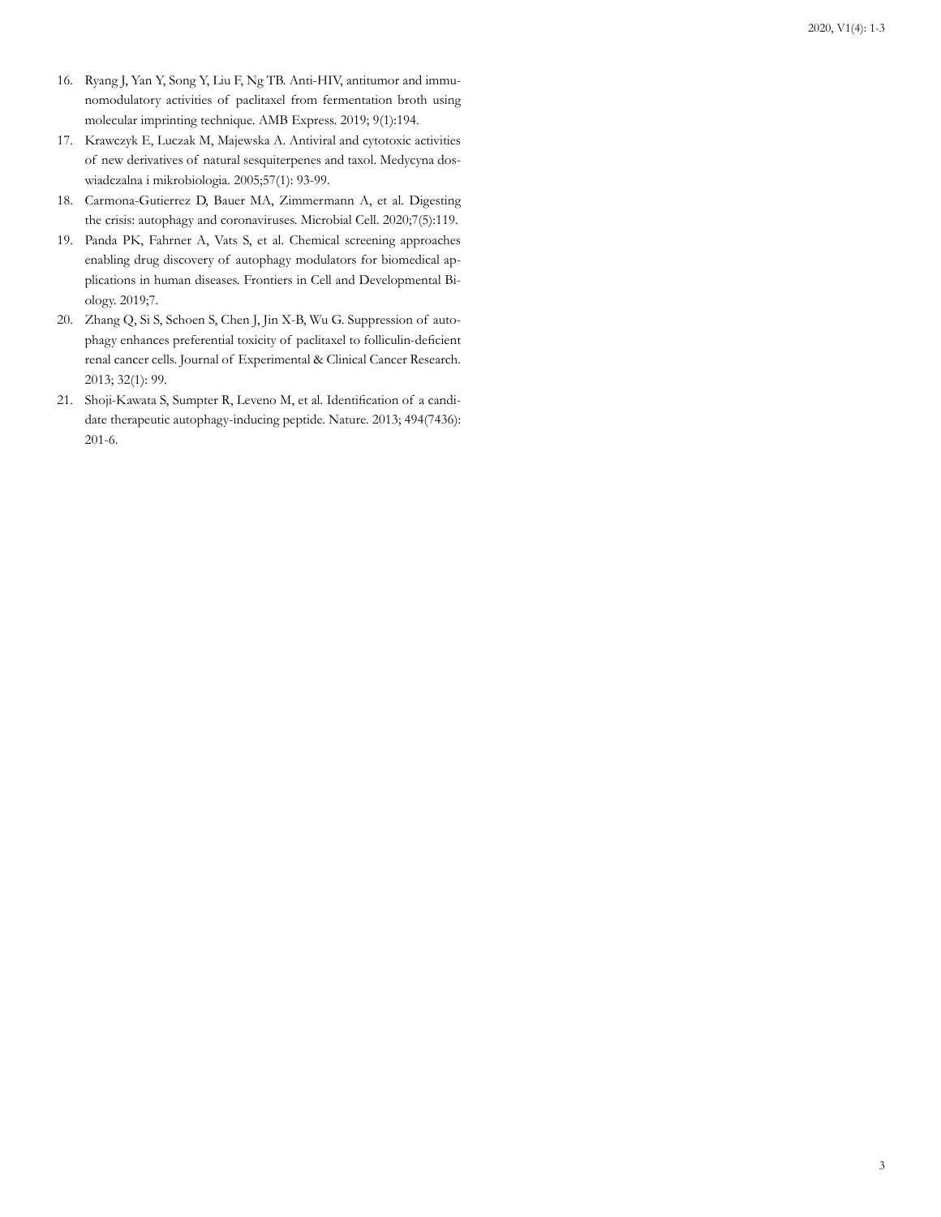16. Ryang J, Yan Y, Song Y, Liu F, Ng TB. Anti-HIV, antitumor and immunomodulatory activities of paclitaxel from fermentation broth using molecular imprinting technique. AMB Express. 2019; 9(1):194.
17. Krawczyk E, Luczak M, Majewska A. Antiviral and cytotoxic activities of new derivatives of natural sesquiterpenes and taxol. Medycyna doswiadczalna i mikrobiologia. 2005;57(1): 93-99.
18. Carmona-Gutierrez D, Bauer MA, Zimmermann A, et al. Digesting the crisis: autophagy and coronaviruses. Microbial Cell. 2020;7(5):119.
19. Panda PK, Fahrner A, Vats S, et al. Chemical screening approaches enabling drug discovery of autophagy modulators for biomedical applications in human diseases. Frontiers in Cell and Developmental Biology. 2019;7.
20. Zhang Q, Si S, Schoen S, Chen J, Jin X-B, Wu G. Suppression of autophagy enhances preferential toxicity of paclitaxel to folliculin-deficient renal cancer cells. Journal of Experimental & Clinical Cancer Research. 2013; 32(1): 99.
21. Shoji-Kawata S, Sumpter R, Leveno M, et al. Identification of a candidate therapeutic autophagy-inducing peptide. Nature. 2013; 494(7436): 201-6.